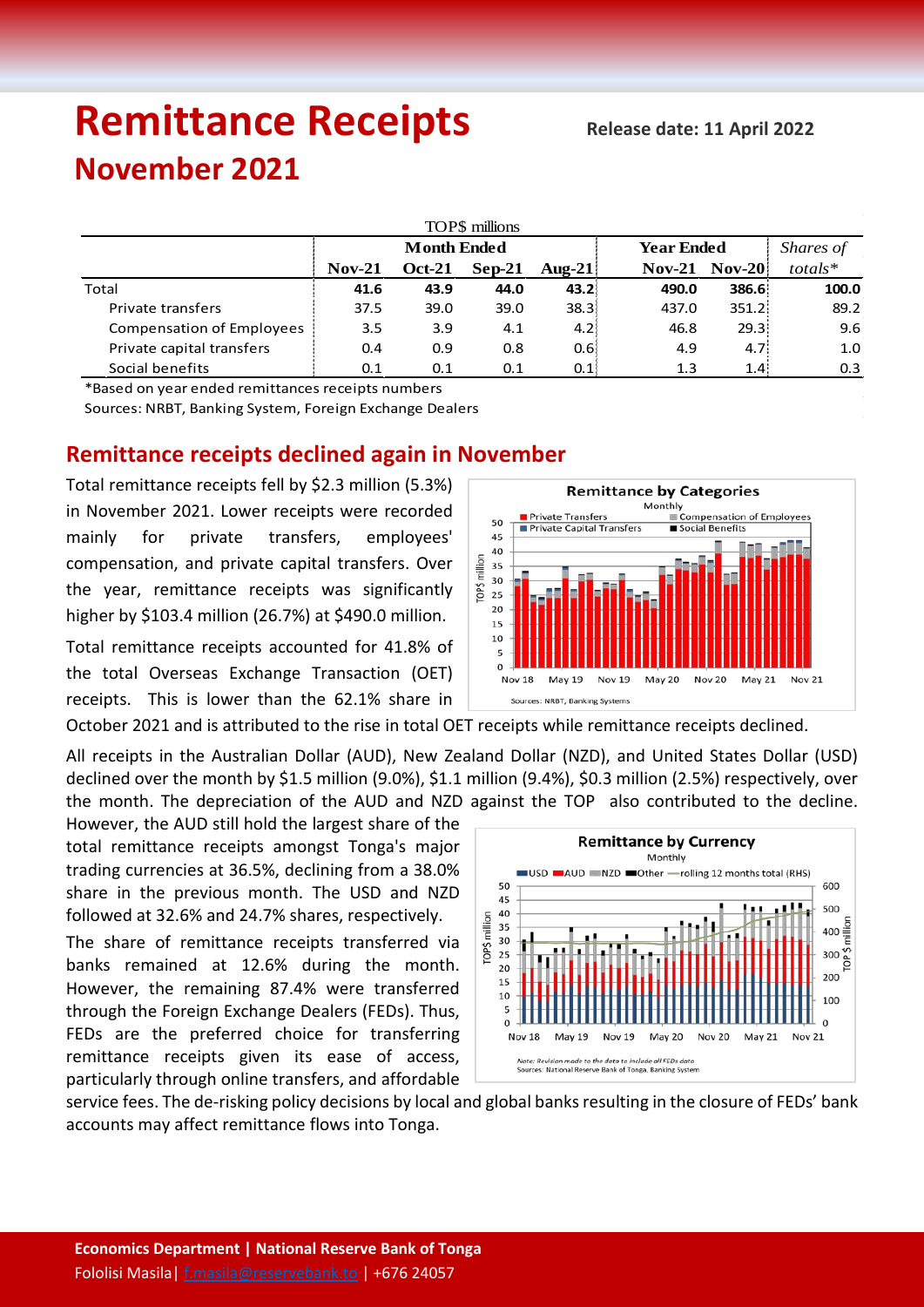# Remittance Receipts

**Release date: 11 April 2022**

## November 2021

| TOP$ millions | Month Ended | | | | Year Ended | | Shares of |
|---|---|---|---|---|---|---|---|
| | **Nov-21** | **Oct-21** | **Sep-21** | **Aug-21** | **Nov-21** | **Nov-20** | *totals** |
| Total | **41.6** | **43.9** | **44.0** | **43.2** | **490.0** | **386.6** | **100.0** |
| Private transfers | 37.5 | 39.0 | 39.0 | 38.3 | 437.0 | 351.2 | 89.2 |
| Compensation of Employees | 3.5 | 3.9 | 4.1 | 4.2 | 46.8 | 29.3 | 9.6 |
| Private capital transfers | 0.4 | 0.9 | 0.8 | 0.6 | 4.9 | 4.7 | 1.0 |
| Social benefits | 0.1 | 0.1 | 0.1 | 0.1 | 1.3 | 1.4 | 0.3 |

*Based on year ended remittances receipts numbers

Sources: NRBT, Banking System, Foreign Exchange Dealers

## Remittance receipts declined again in November

Total remittance receipts fell by $2.3 million (5.3%) in November 2021. Lower receipts were recorded mainly for private transfers, employees' compensation, and private capital transfers. Over the year, remittance receipts was significantly higher by $103.4 million (26.7%) at $490.0 million.

Total remittance receipts accounted for 41.8% of the total Overseas Exchange Transaction (OET) receipts. This is lower than the 62.1% share in October 2021 and is attributed to the rise in total OET receipts while remittance receipts declined.

All receipts in the Australian Dollar (AUD), New Zealand Dollar (NZD), and United States Dollar (USD) declined over the month by $1.5 million (9.0%), $1.1 million (9.4%), $0.3 million (2.5%) respectively, over the month. The depreciation of the AUD and NZD against the TOP also contributed to the decline. However, the AUD still hold the largest share of the total remittance receipts amongst Tonga's major trading currencies at 36.5%, declining from a 38.0% share in the previous month. The USD and NZD followed at 32.6% and 24.7% shares, respectively.

The share of remittance receipts transferred via banks remained at 12.6% during the month. However, the remaining 87.4% were transferred through the Foreign Exchange Dealers (FEDs). Thus, FEDs are the preferred choice for transferring remittance receipts given its ease of access, particularly through online transfers, and affordable service fees. The de-risking policy decisions by local and global banks resulting in the closure of FEDs' bank accounts may affect remittance flows into Tonga.

**Economics Department | National Reserve Bank of Tonga**

Fololisi Masila| f.masila@reservebank.to | +676 24057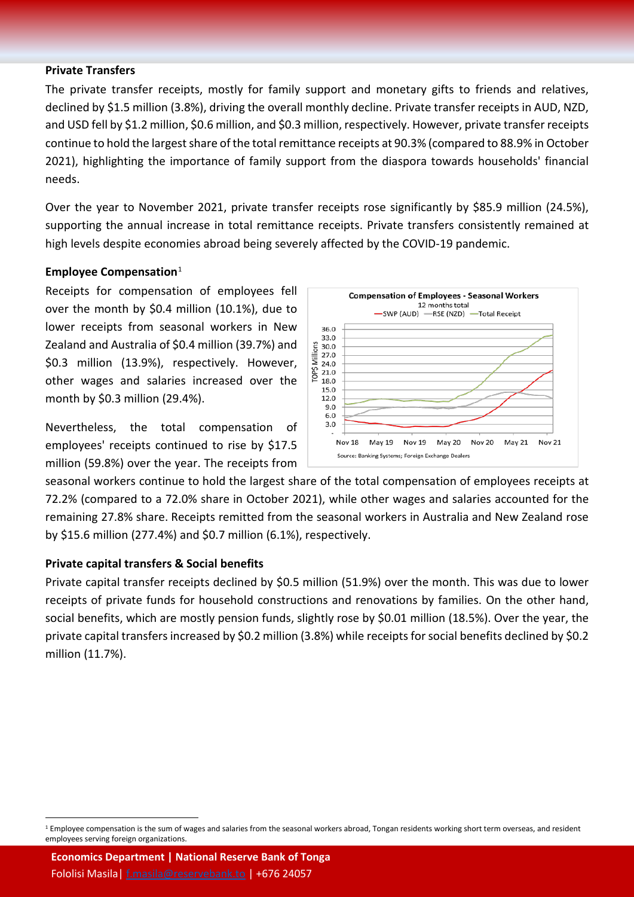**Private Transfers**

The private transfer receipts, mostly for family support and monetary gifts to friends and relatives, declined by $1.5 million (3.8%), driving the overall monthly decline. Private transfer receipts in AUD, NZD, and USD fell by $1.2 million, $0.6 million, and $0.3 million, respectively. However, private transfer receipts continue to hold the largest share of the total remittance receipts at 90.3% (compared to 88.9% in October 2021), highlighting the importance of family support from the diaspora towards households' financial needs.

Over the year to November 2021, private transfer receipts rose significantly by $85.9 million (24.5%), supporting the annual increase in total remittance receipts. Private transfers consistently remained at high levels despite economies abroad being severely affected by the COVID-19 pandemic.

**Employee Compensation**[1]

Receipts for compensation of employees fell over the month by $0.4 million (10.1%), due to lower receipts from seasonal workers in New Zealand and Australia of $0.4 million (39.7%) and $0.3 million (13.9%), respectively. However, other wages and salaries increased over the month by $0.3 million (29.4%).

Nevertheless, the total compensation of employees' receipts continued to rise by $17.5 million (59.8%) over the year. The receipts from seasonal workers continue to hold the largest share of the total compensation of employees receipts at 72.2% (compared to a 72.0% share in October 2021), while other wages and salaries accounted for the remaining 27.8% share. Receipts remitted from the seasonal workers in Australia and New Zealand rose by $15.6 million (277.4%) and $0.7 million (6.1%), respectively.

**Compensation of Employees - Seasonal Workers**
12 months total

Source: Banking Systems; Foreign Exchange Dealers

**Private capital transfers & Social benefits**

Private capital transfer receipts declined by $0.5 million (51.9%) over the month. This was due to lower receipts of private funds for household constructions and renovations by families. On the other hand, social benefits, which are mostly pension funds, slightly rose by $0.01 million (18.5%). Over the year, the private capital transfers increased by $0.2 million (3.8%) while receipts for social benefits declined by $0.2 million (11.7%).

[1] Employee compensation is the sum of wages and salaries from the seasonal workers abroad, Tongan residents working short term overseas, and resident employees serving foreign organizations.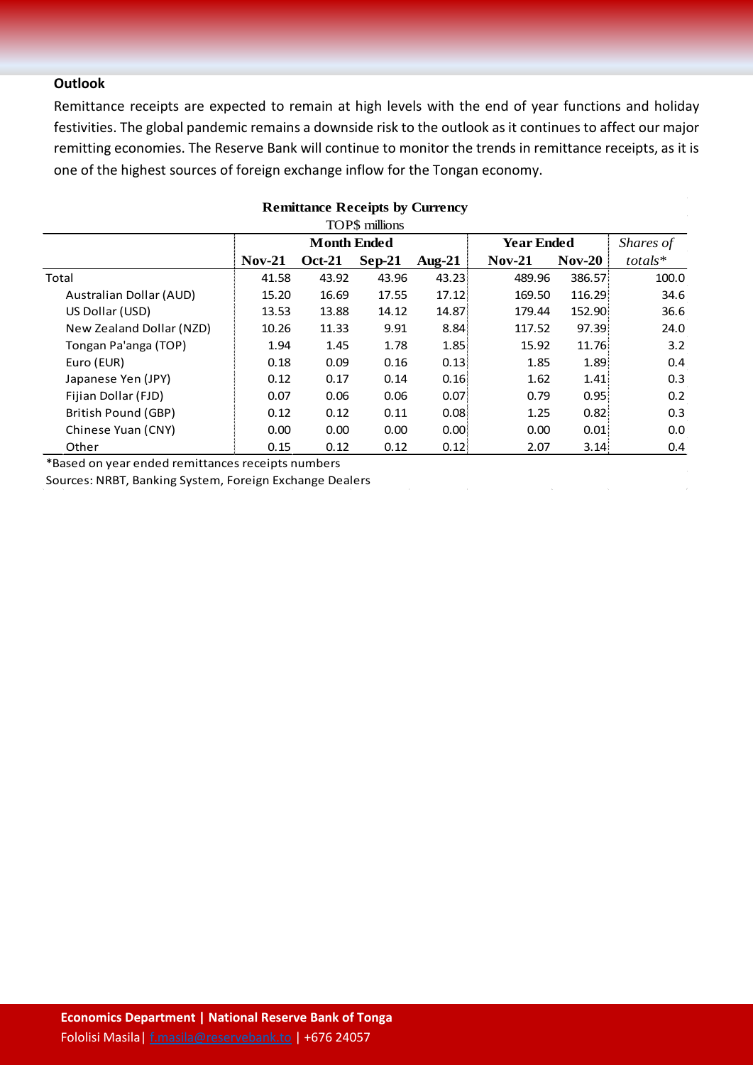**Outlook**

Remittance receipts are expected to remain at high levels with the end of year functions and holiday festivities. The global pandemic remains a downside risk to the outlook as it continues to affect our major remitting economies. The Reserve Bank will continue to monitor the trends in remittance receipts, as it is one of the highest sources of foreign exchange inflow for the Tongan economy.

**Remittance Receipts by Currency**

TOP$ millions

| | Month Ended | | | | Year Ended | | *Shares of* |
|---|---|---|---|---|---|---|---|
| | **Nov-21** | **Oct-21** | **Sep-21** | **Aug-21** | **Nov-21** | **Nov-20** | *totals** |
| Total | 41.58 | 43.92 | 43.96 | 43.23 | 489.96 | 386.57 | 100.0 |
| Australian Dollar (AUD) | 15.20 | 16.69 | 17.55 | 17.12 | 169.50 | 116.29 | 34.6 |
| US Dollar (USD) | 13.53 | 13.88 | 14.12 | 14.87 | 179.44 | 152.90 | 36.6 |
| New Zealand Dollar (NZD) | 10.26 | 11.33 | 9.91 | 8.84 | 117.52 | 97.39 | 24.0 |
| Tongan Pa'anga (TOP) | 1.94 | 1.45 | 1.78 | 1.85 | 15.92 | 11.76 | 3.2 |
| Euro (EUR) | 0.18 | 0.09 | 0.16 | 0.13 | 1.85 | 1.89 | 0.4 |
| Japanese Yen (JPY) | 0.12 | 0.17 | 0.14 | 0.16 | 1.62 | 1.41 | 0.3 |
| Fijian Dollar (FJD) | 0.07 | 0.06 | 0.06 | 0.07 | 0.79 | 0.95 | 0.2 |
| British Pound (GBP) | 0.12 | 0.12 | 0.11 | 0.08 | 1.25 | 0.82 | 0.3 |
| Chinese Yuan (CNY) | 0.00 | 0.00 | 0.00 | 0.00 | 0.00 | 0.01 | 0.0 |
| Other | 0.15 | 0.12 | 0.12 | 0.12 | 2.07 | 3.14 | 0.4 |

*Based on year ended remittances receipts numbers

Sources: NRBT, Banking System, Foreign Exchange Dealers

**Economics Department | National Reserve Bank of Tonga**

Fololisi Masila| f.masila@reservebank.to | +676 24057